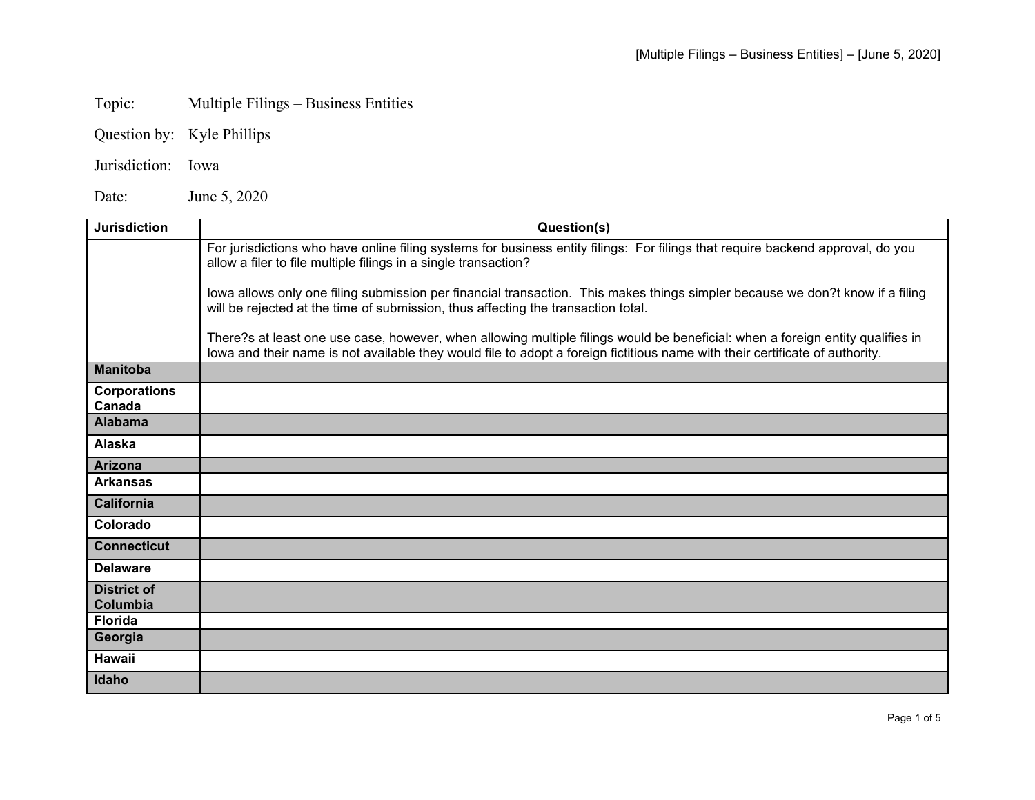Topic: Multiple Filings – Business Entities

Question by: Kyle Phillips

Jurisdiction: Iowa

Date: June 5, 2020

| Jurisdiction | Question(s) |
|---|---|
| | For jurisdictions who have online filing systems for business entity filings: For filings that require backend approval, do you allow a filer to file multiple filings in a single transaction?<br><br>Iowa allows only one filing submission per financial transaction. This makes things simpler because we don?t know if a filing will be rejected at the time of submission, thus affecting the transaction total.<br><br>There?s at least one use case, however, when allowing multiple filings would be beneficial: when a foreign entity qualifies in Iowa and their name is not available they would file to adopt a foreign fictitious name with their certificate of authority. |
| **Manitoba** | |
| **Corporations Canada** | |
| **Alabama** | |
| **Alaska** | |
| **Arizona** | |
| **Arkansas** | |
| **California** | |
| **Colorado** | |
| **Connecticut** | |
| **Delaware** | |
| **District of Columbia** | |
| **Florida** | |
| **Georgia** | |
| **Hawaii** | |
| **Idaho** | |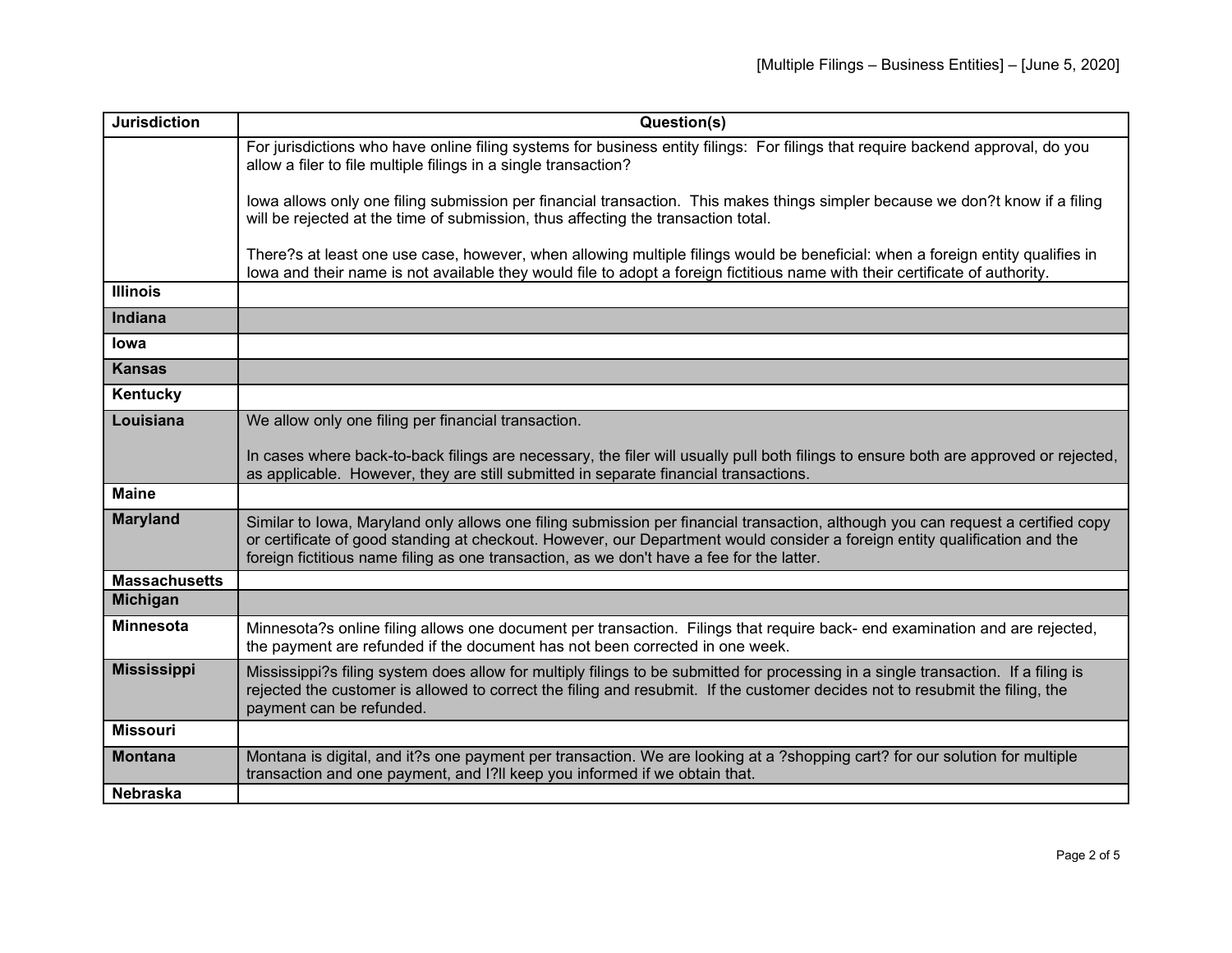| Jurisdiction | Question(s) |
|---|---|
| | For jurisdictions who have online filing systems for business entity filings: For filings that require backend approval, do you allow a filer to file multiple filings in a single transaction?<br><br>Iowa allows only one filing submission per financial transaction. This makes things simpler because we don?t know if a filing will be rejected at the time of submission, thus affecting the transaction total.<br><br>There?s at least one use case, however, when allowing multiple filings would be beneficial: when a foreign entity qualifies in Iowa and their name is not available they would file to adopt a foreign fictitious name with their certificate of authority. |
| **Illinois** | |
| **Indiana** | |
| **Iowa** | |
| **Kansas** | |
| **Kentucky** | |
| **Louisiana** | We allow only one filing per financial transaction.<br><br>In cases where back-to-back filings are necessary, the filer will usually pull both filings to ensure both are approved or rejected, as applicable. However, they are still submitted in separate financial transactions. |
| **Maine** | |
| **Maryland** | Similar to Iowa, Maryland only allows one filing submission per financial transaction, although you can request a certified copy or certificate of good standing at checkout. However, our Department would consider a foreign entity qualification and the foreign fictitious name filing as one transaction, as we don't have a fee for the latter. |
| **Massachusetts** | |
| **Michigan** | |
| **Minnesota** | Minnesota?s online filing allows one document per transaction. Filings that require back- end examination and are rejected, the payment are refunded if the document has not been corrected in one week. |
| **Mississippi** | Mississippi?s filing system does allow for multiply filings to be submitted for processing in a single transaction. If a filing is rejected the customer is allowed to correct the filing and resubmit. If the customer decides not to resubmit the filing, the payment can be refunded. |
| **Missouri** | |
| **Montana** | Montana is digital, and it?s one payment per transaction. We are looking at a ?shopping cart? for our solution for multiple transaction and one payment, and I?ll keep you informed if we obtain that. |
| **Nebraska** | |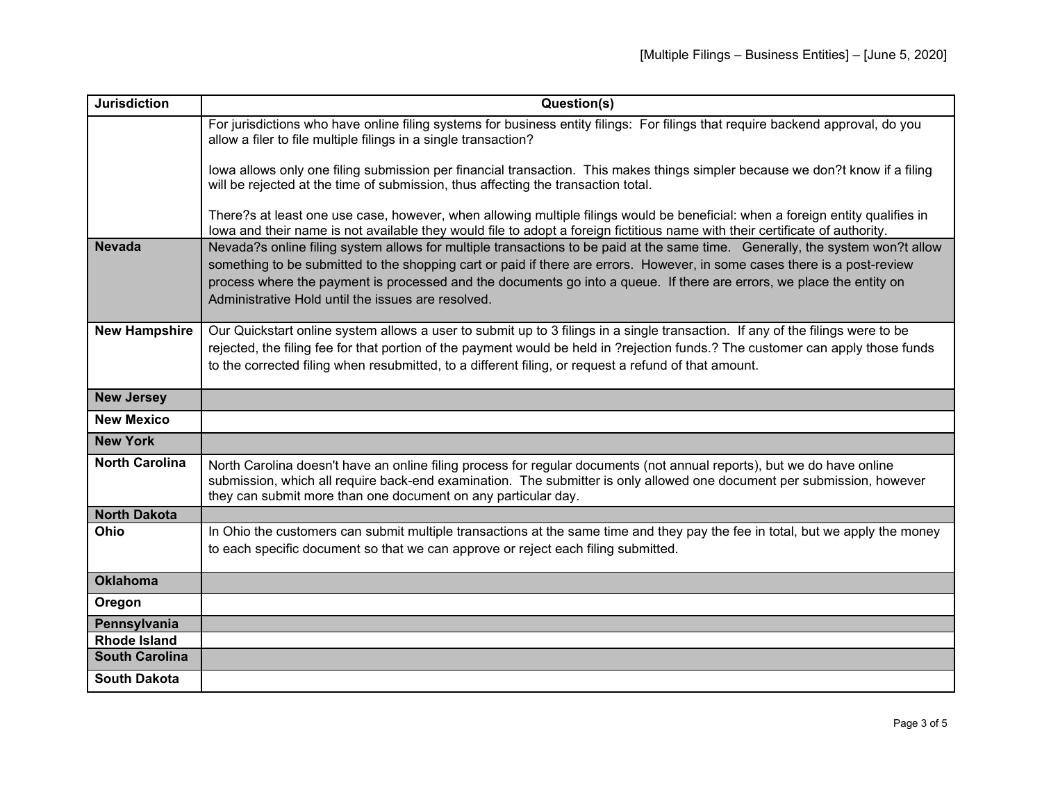| Jurisdiction | Question(s) |
|---|---|
| | For jurisdictions who have online filing systems for business entity filings: For filings that require backend approval, do you allow a filer to file multiple filings in a single transaction?<br><br>Iowa allows only one filing submission per financial transaction. This makes things simpler because we don?t know if a filing will be rejected at the time of submission, thus affecting the transaction total.<br><br>There?s at least one use case, however, when allowing multiple filings would be beneficial: when a foreign entity qualifies in Iowa and their name is not available they would file to adopt a foreign fictitious name with their certificate of authority. |
| **Nevada** | Nevada?s online filing system allows for multiple transactions to be paid at the same time. Generally, the system won?t allow something to be submitted to the shopping cart or paid if there are errors. However, in some cases there is a post-review process where the payment is processed and the documents go into a queue. If there are errors, we place the entity on Administrative Hold until the issues are resolved. |
| **New Hampshire** | Our Quickstart online system allows a user to submit up to 3 filings in a single transaction. If any of the filings were to be rejected, the filing fee for that portion of the payment would be held in ?rejection funds.? The customer can apply those funds to the corrected filing when resubmitted, to a different filing, or request a refund of that amount. |
| **New Jersey** | |
| **New Mexico** | |
| **New York** | |
| **North Carolina** | North Carolina doesn't have an online filing process for regular documents (not annual reports), but we do have online submission, which all require back-end examination. The submitter is only allowed one document per submission, however they can submit more than one document on any particular day. |
| **North Dakota** | |
| **Ohio** | In Ohio the customers can submit multiple transactions at the same time and they pay the fee in total, but we apply the money to each specific document so that we can approve or reject each filing submitted. |
| **Oklahoma** | |
| **Oregon** | |
| **Pennsylvania** | |
| **Rhode Island** | |
| **South Carolina** | |
| **South Dakota** | |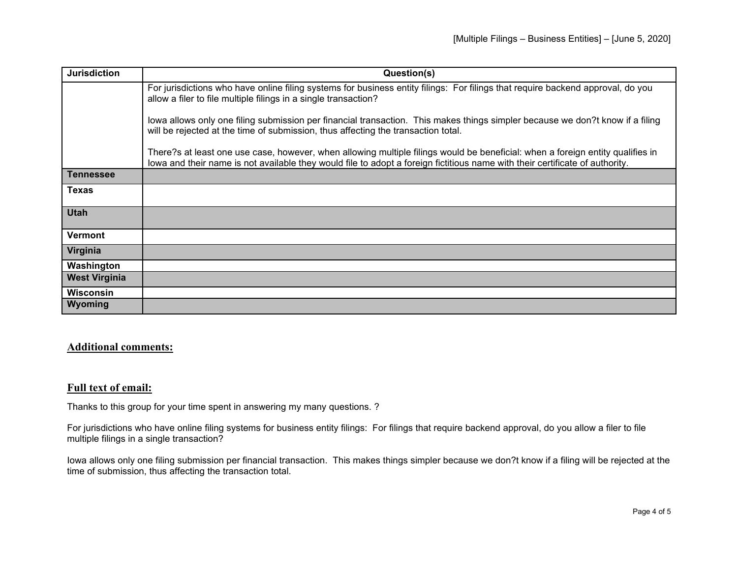| Jurisdiction | Question(s) |
|---|---|
| | For jurisdictions who have online filing systems for business entity filings: For filings that require backend approval, do you allow a filer to file multiple filings in a single transaction?<br><br>Iowa allows only one filing submission per financial transaction. This makes things simpler because we don?t know if a filing will be rejected at the time of submission, thus affecting the transaction total.<br><br>There?s at least one use case, however, when allowing multiple filings would be beneficial: when a foreign entity qualifies in Iowa and their name is not available they would file to adopt a foreign fictitious name with their certificate of authority. |
| **Tennessee** | |
| **Texas** | |
| **Utah** | |
| **Vermont** | |
| **Virginia** | |
| **Washington** | |
| **West Virginia** | |
| **Wisconsin** | |
| **Wyoming** | |

## Additional comments:

## Full text of email:

Thanks to this group for your time spent in answering my many questions. ?

For jurisdictions who have online filing systems for business entity filings: For filings that require backend approval, do you allow a filer to file multiple filings in a single transaction?

Iowa allows only one filing submission per financial transaction. This makes things simpler because we don?t know if a filing will be rejected at the time of submission, thus affecting the transaction total.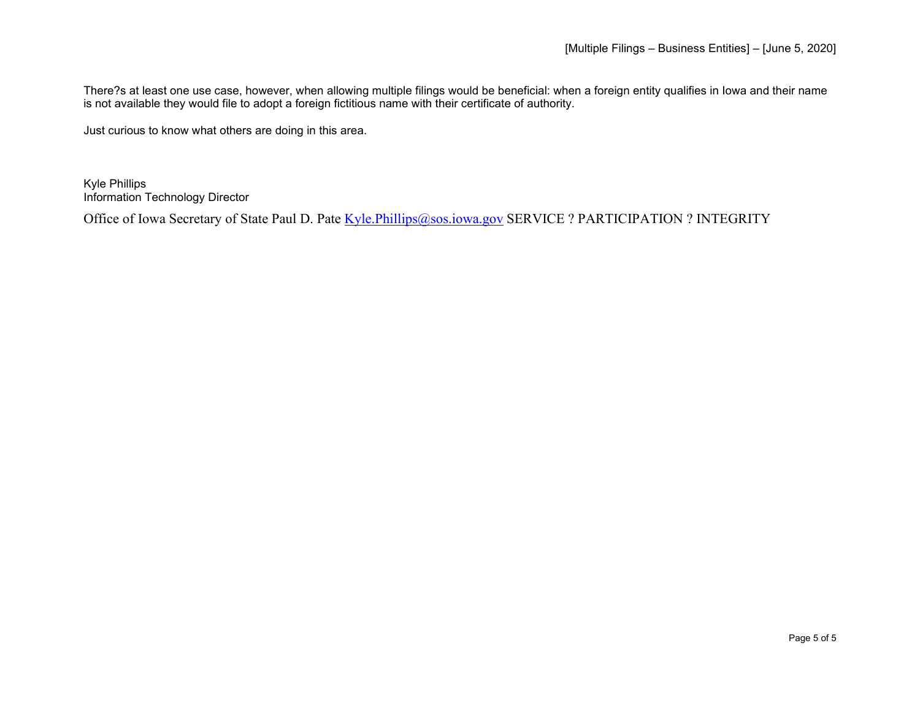There?s at least one use case, however, when allowing multiple filings would be beneficial: when a foreign entity qualifies in Iowa and their name is not available they would file to adopt a foreign fictitious name with their certificate of authority.

Just curious to know what others are doing in this area.

Kyle Phillips
Information Technology Director

Office of Iowa Secretary of State Paul D. Pate [Kyle.Phillips@sos.iowa.gov](mailto:Kyle.Phillips@sos.iowa.gov) SERVICE ? PARTICIPATION ? INTEGRITY